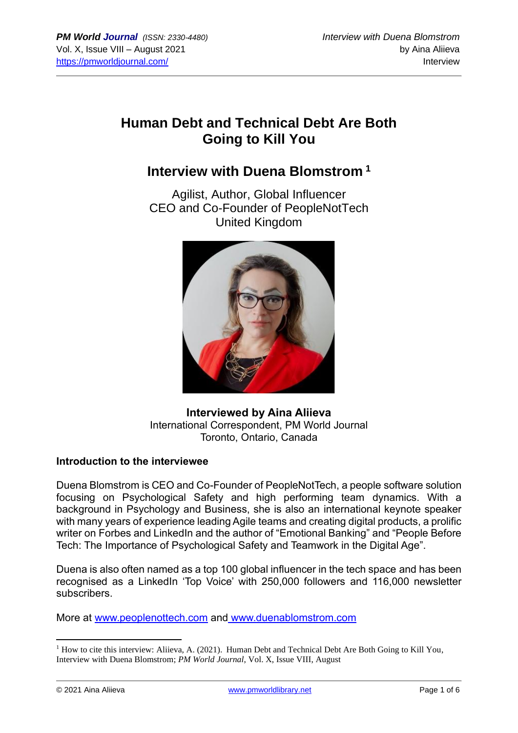# Human Debt and Technical Debt Are Both Going to Kill You

## Interview with Duena Blomstrom [1]

Agilist, Author, Global Influencer
CEO and Co-Founder of PeopleNotTech
United Kingdom

**Interviewed by Aina Aliieva**
International Correspondent, PM World Journal
Toronto, Ontario, Canada

### Introduction to the interviewee

Duena Blomstrom is CEO and Co-Founder of PeopleNotTech, a people software solution focusing on Psychological Safety and high performing team dynamics. With a background in Psychology and Business, she is also an international keynote speaker with many years of experience leading Agile teams and creating digital products, a prolific writer on Forbes and LinkedIn and the author of "Emotional Banking" and "People Before Tech: The Importance of Psychological Safety and Teamwork in the Digital Age".

Duena is also often named as a top 100 global influencer in the tech space and has been recognised as a LinkedIn 'Top Voice' with 250,000 followers and 116,000 newsletter subscribers.

More at [www.peoplenottech.com](http://www.peoplenottech.com) and [www.duenablomstrom.com](http://www.duenablomstrom.com)

---

[1] How to cite this interview: Aliieva, A. (2021). Human Debt and Technical Debt Are Both Going to Kill You, Interview with Duena Blomstrom; *PM World Journal*, Vol. X, Issue VIII, August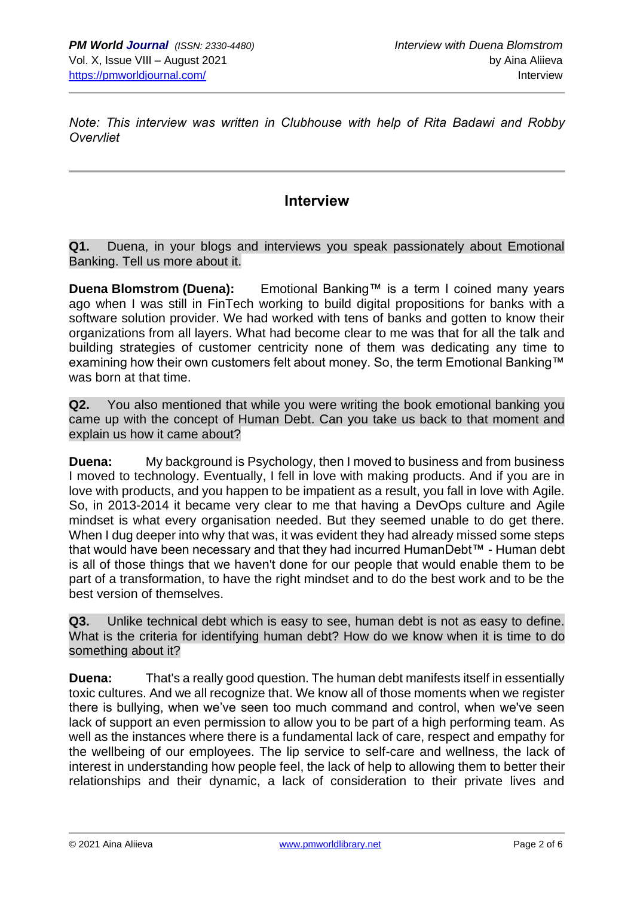*Note: This interview was written in Clubhouse with help of Rita Badawi and Robby Overvliet*

## Interview

**Q1.** Duena, in your blogs and interviews you speak passionately about Emotional Banking. Tell us more about it.

**Duena Blomstrom (Duena):** Emotional Banking™ is a term I coined many years ago when I was still in FinTech working to build digital propositions for banks with a software solution provider. We had worked with tens of banks and gotten to know their organizations from all layers. What had become clear to me was that for all the talk and building strategies of customer centricity none of them was dedicating any time to examining how their own customers felt about money. So, the term Emotional Banking™ was born at that time.

**Q2.** You also mentioned that while you were writing the book emotional banking you came up with the concept of Human Debt. Can you take us back to that moment and explain us how it came about?

**Duena:** My background is Psychology, then I moved to business and from business I moved to technology. Eventually, I fell in love with making products. And if you are in love with products, and you happen to be impatient as a result, you fall in love with Agile. So, in 2013-2014 it became very clear to me that having a DevOps culture and Agile mindset is what every organisation needed. But they seemed unable to do get there. When I dug deeper into why that was, it was evident they had already missed some steps that would have been necessary and that they had incurred HumanDebt™ - Human debt is all of those things that we haven't done for our people that would enable them to be part of a transformation, to have the right mindset and to do the best work and to be the best version of themselves.

**Q3.** Unlike technical debt which is easy to see, human debt is not as easy to define. What is the criteria for identifying human debt? How do we know when it is time to do something about it?

**Duena:** That's a really good question. The human debt manifests itself in essentially toxic cultures. And we all recognize that. We know all of those moments when we register there is bullying, when we've seen too much command and control, when we've seen lack of support an even permission to allow you to be part of a high performing team. As well as the instances where there is a fundamental lack of care, respect and empathy for the wellbeing of our employees. The lip service to self-care and wellness, the lack of interest in understanding how people feel, the lack of help to allowing them to better their relationships and their dynamic, a lack of consideration to their private lives and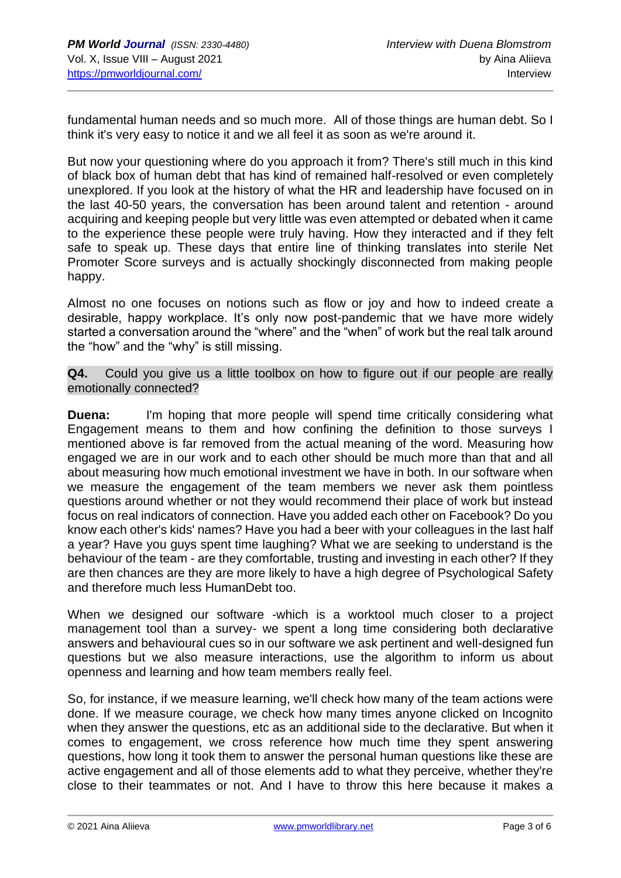fundamental human needs and so much more. All of those things are human debt. So I think it's very easy to notice it and we all feel it as soon as we're around it.

But now your questioning where do you approach it from? There's still much in this kind of black box of human debt that has kind of remained half-resolved or even completely unexplored. If you look at the history of what the HR and leadership have focused on in the last 40-50 years, the conversation has been around talent and retention - around acquiring and keeping people but very little was even attempted or debated when it came to the experience these people were truly having. How they interacted and if they felt safe to speak up. These days that entire line of thinking translates into sterile Net Promoter Score surveys and is actually shockingly disconnected from making people happy.

Almost no one focuses on notions such as flow or joy and how to indeed create a desirable, happy workplace. It's only now post-pandemic that we have more widely started a conversation around the "where" and the "when" of work but the real talk around the "how" and the "why" is still missing.

**Q4.** Could you give us a little toolbox on how to figure out if our people are really emotionally connected?

**Duena:** I'm hoping that more people will spend time critically considering what Engagement means to them and how confining the definition to those surveys I mentioned above is far removed from the actual meaning of the word. Measuring how engaged we are in our work and to each other should be much more than that and all about measuring how much emotional investment we have in both. In our software when we measure the engagement of the team members we never ask them pointless questions around whether or not they would recommend their place of work but instead focus on real indicators of connection. Have you added each other on Facebook? Do you know each other's kids' names? Have you had a beer with your colleagues in the last half a year? Have you guys spent time laughing? What we are seeking to understand is the behaviour of the team - are they comfortable, trusting and investing in each other? If they are then chances are they are more likely to have a high degree of Psychological Safety and therefore much less HumanDebt too.

When we designed our software -which is a worktool much closer to a project management tool than a survey- we spent a long time considering both declarative answers and behavioural cues so in our software we ask pertinent and well-designed fun questions but we also measure interactions, use the algorithm to inform us about openness and learning and how team members really feel.

So, for instance, if we measure learning, we'll check how many of the team actions were done. If we measure courage, we check how many times anyone clicked on Incognito when they answer the questions, etc as an additional side to the declarative. But when it comes to engagement, we cross reference how much time they spent answering questions, how long it took them to answer the personal human questions like these are active engagement and all of those elements add to what they perceive, whether they're close to their teammates or not. And I have to throw this here because it makes a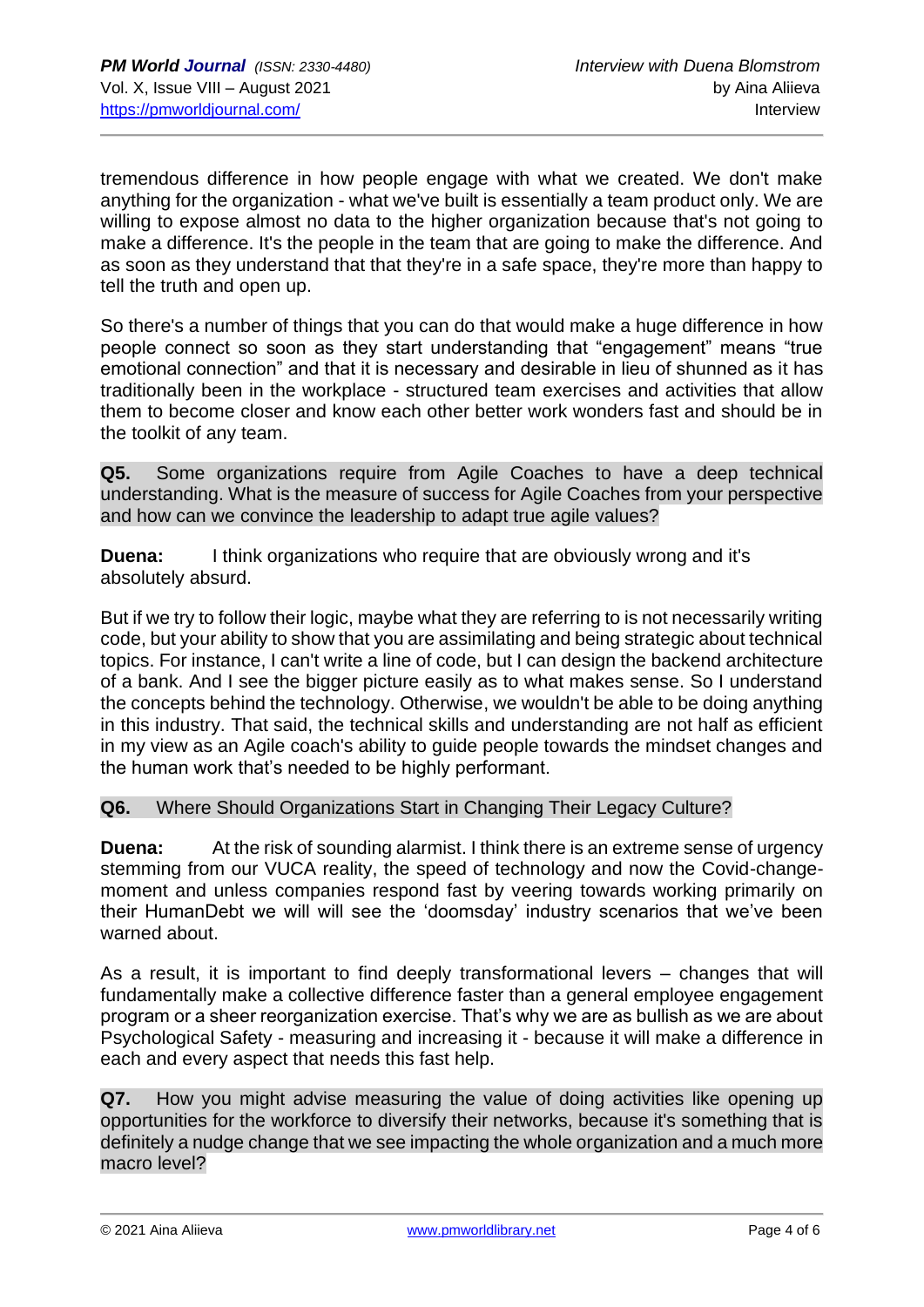tremendous difference in how people engage with what we created. We don't make anything for the organization - what we've built is essentially a team product only. We are willing to expose almost no data to the higher organization because that's not going to make a difference. It's the people in the team that are going to make the difference. And as soon as they understand that that they're in a safe space, they're more than happy to tell the truth and open up.

So there's a number of things that you can do that would make a huge difference in how people connect so soon as they start understanding that "engagement" means "true emotional connection" and that it is necessary and desirable in lieu of shunned as it has traditionally been in the workplace - structured team exercises and activities that allow them to become closer and know each other better work wonders fast and should be in the toolkit of any team.

**Q5.** Some organizations require from Agile Coaches to have a deep technical understanding. What is the measure of success for Agile Coaches from your perspective and how can we convince the leadership to adapt true agile values?

**Duena:** I think organizations who require that are obviously wrong and it's absolutely absurd.

But if we try to follow their logic, maybe what they are referring to is not necessarily writing code, but your ability to show that you are assimilating and being strategic about technical topics. For instance, I can't write a line of code, but I can design the backend architecture of a bank. And I see the bigger picture easily as to what makes sense. So I understand the concepts behind the technology. Otherwise, we wouldn't be able to be doing anything in this industry. That said, the technical skills and understanding are not half as efficient in my view as an Agile coach's ability to guide people towards the mindset changes and the human work that's needed to be highly performant.

**Q6.** Where Should Organizations Start in Changing Their Legacy Culture?

**Duena:** At the risk of sounding alarmist. I think there is an extreme sense of urgency stemming from our VUCA reality, the speed of technology and now the Covid-change-moment and unless companies respond fast by veering towards working primarily on their HumanDebt we will will see the 'doomsday' industry scenarios that we've been warned about.

As a result, it is important to find deeply transformational levers – changes that will fundamentally make a collective difference faster than a general employee engagement program or a sheer reorganization exercise. That's why we are as bullish as we are about Psychological Safety - measuring and increasing it - because it will make a difference in each and every aspect that needs this fast help.

**Q7.** How you might advise measuring the value of doing activities like opening up opportunities for the workforce to diversify their networks, because it's something that is definitely a nudge change that we see impacting the whole organization and a much more macro level?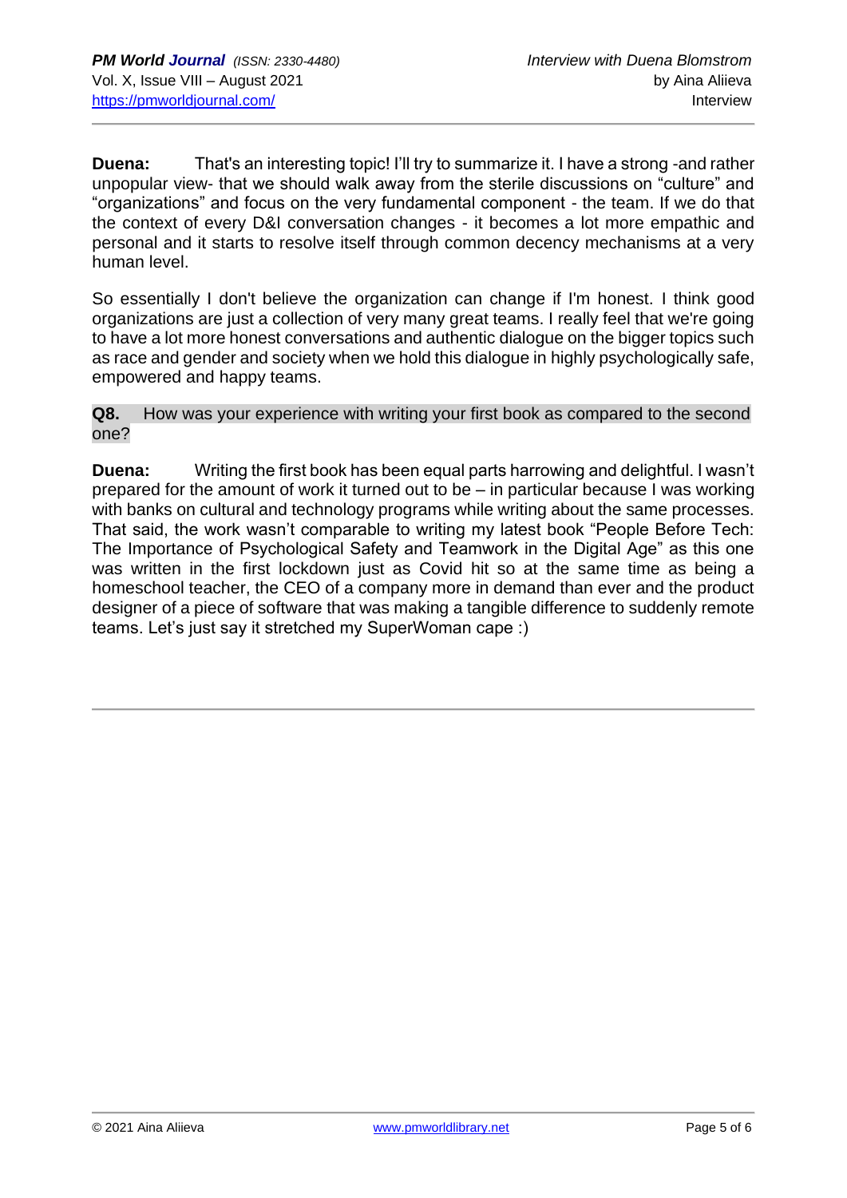**Duena:** That's an interesting topic! I'll try to summarize it. I have a strong -and rather unpopular view- that we should walk away from the sterile discussions on "culture" and "organizations" and focus on the very fundamental component - the team. If we do that the context of every D&I conversation changes - it becomes a lot more empathic and personal and it starts to resolve itself through common decency mechanisms at a very human level.

So essentially I don't believe the organization can change if I'm honest. I think good organizations are just a collection of very many great teams. I really feel that we're going to have a lot more honest conversations and authentic dialogue on the bigger topics such as race and gender and society when we hold this dialogue in highly psychologically safe, empowered and happy teams.

**Q8.** How was your experience with writing your first book as compared to the second one?

**Duena:** Writing the first book has been equal parts harrowing and delightful. I wasn't prepared for the amount of work it turned out to be – in particular because I was working with banks on cultural and technology programs while writing about the same processes. That said, the work wasn't comparable to writing my latest book "People Before Tech: The Importance of Psychological Safety and Teamwork in the Digital Age" as this one was written in the first lockdown just as Covid hit so at the same time as being a homeschool teacher, the CEO of a company more in demand than ever and the product designer of a piece of software that was making a tangible difference to suddenly remote teams. Let's just say it stretched my SuperWoman cape :)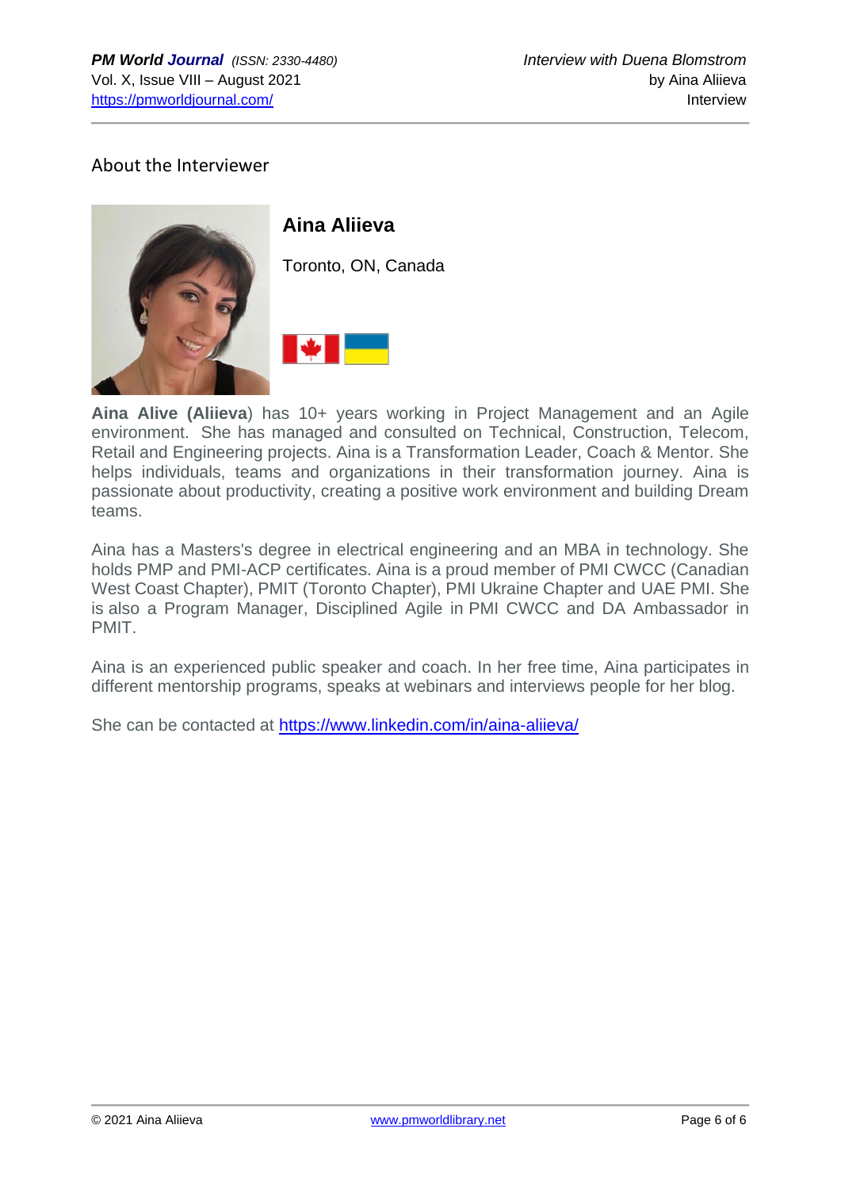## About the Interviewer

### Aina Aliieva

Toronto, ON, Canada

**Aina Alive (Aliieva**) has 10+ years working in Project Management and an Agile environment. She has managed and consulted on Technical, Construction, Telecom, Retail and Engineering projects. Aina is a Transformation Leader, Coach & Mentor. She helps individuals, teams and organizations in their transformation journey. Aina is passionate about productivity, creating a positive work environment and building Dream teams.

Aina has a Masters's degree in electrical engineering and an MBA in technology. She holds PMP and PMI-ACP certificates. Aina is a proud member of PMI CWCC (Canadian West Coast Chapter), PMIT (Toronto Chapter), PMI Ukraine Chapter and UAE PMI. She is also a Program Manager, Disciplined Agile in PMI CWCC and DA Ambassador in PMIT.

Aina is an experienced public speaker and coach. In her free time, Aina participates in different mentorship programs, speaks at webinars and interviews people for her blog.

She can be contacted at https://www.linkedin.com/in/aina-aliieva/